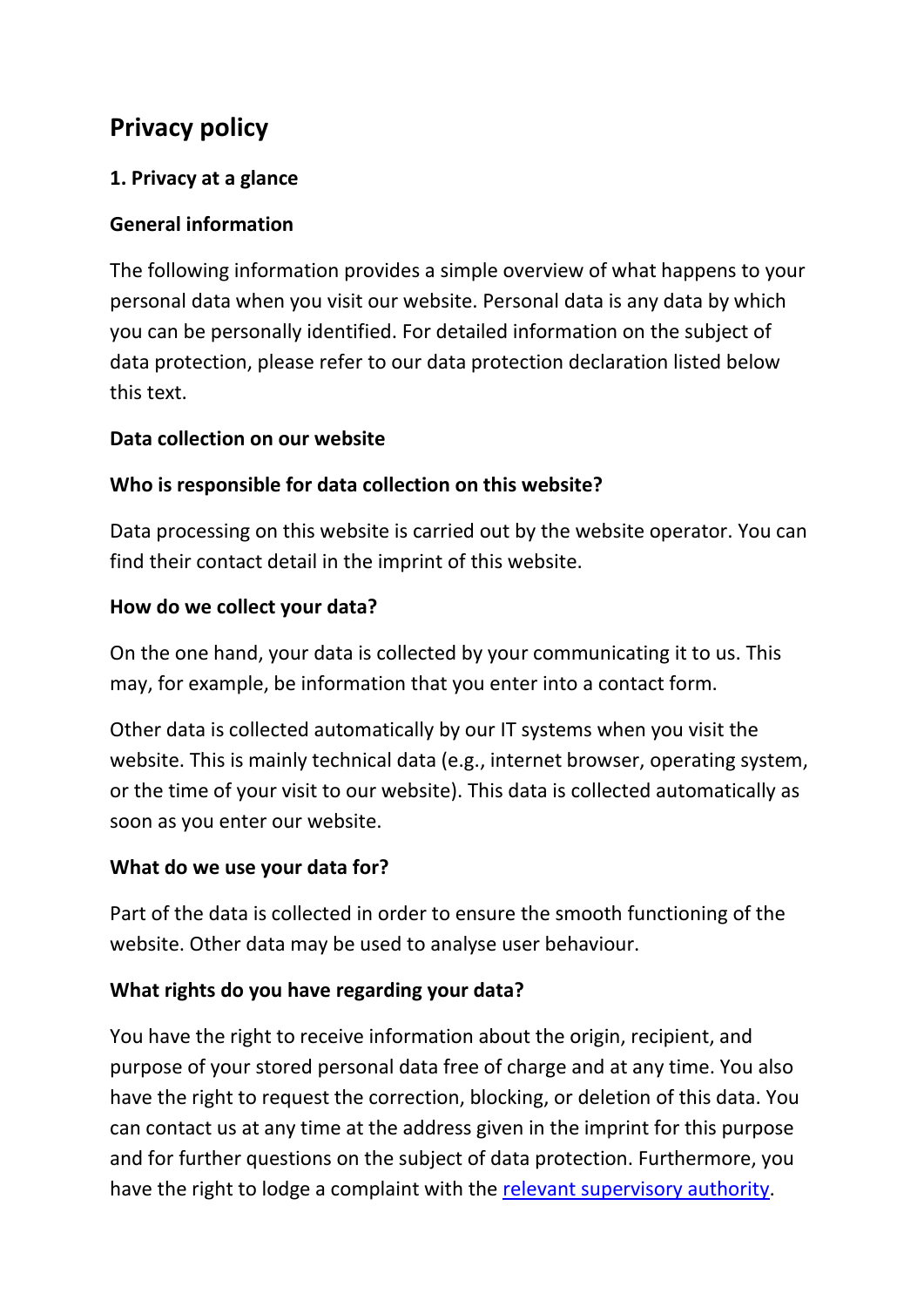# Privacy policy

## 1. Privacy at a glance

### General information

The following information provides a simple overview of what happens to your personal data when you visit our website. Personal data is any data by which you can be personally identified. For detailed information on the subject of data protection, please refer to our data protection declaration listed below this text.

### Data collection on our website

#### Who is responsible for data collection on this website?

Data processing on this website is carried out by the website operator. You can find their contact detail in the imprint of this website.

#### How do we collect your data?

On the one hand, your data is collected by your communicating it to us. This may, for example, be information that you enter into a contact form.

Other data is collected automatically by our IT systems when you visit the website. This is mainly technical data (e.g., internet browser, operating system, or the time of your visit to our website). This data is collected automatically as soon as you enter our website.

#### What do we use your data for?

Part of the data is collected in order to ensure the smooth functioning of the website. Other data may be used to analyse user behaviour.

#### What rights do you have regarding your data?

You have the right to receive information about the origin, recipient, and purpose of your stored personal data free of charge and at any time. You also have the right to request the correction, blocking, or deletion of this data. You can contact us at any time at the address given in the imprint for this purpose and for further questions on the subject of data protection. Furthermore, you have the right to lodge a complaint with the relevant supervisory authority.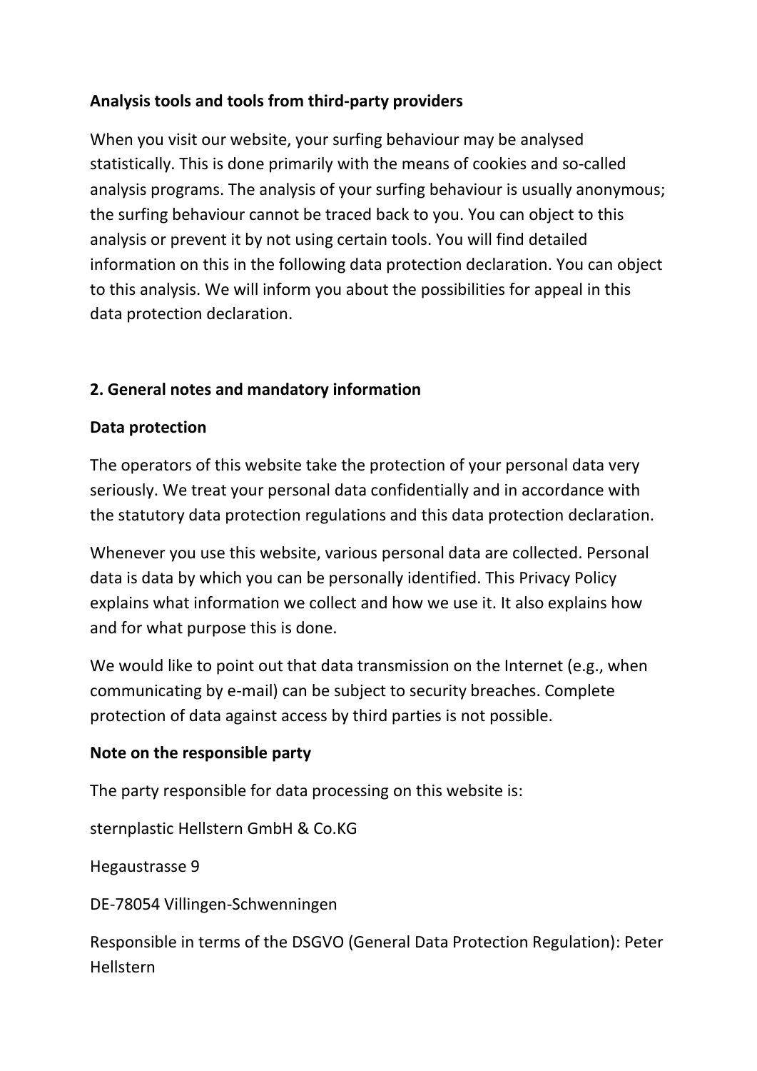**Analysis tools and tools from third-party providers**

When you visit our website, your surfing behaviour may be analysed statistically. This is done primarily with the means of cookies and so-called analysis programs. The analysis of your surfing behaviour is usually anonymous; the surfing behaviour cannot be traced back to you. You can object to this analysis or prevent it by not using certain tools. You will find detailed information on this in the following data protection declaration. You can object to this analysis. We will inform you about the possibilities for appeal in this data protection declaration.

## 2. General notes and mandatory information

**Data protection**

The operators of this website take the protection of your personal data very seriously. We treat your personal data confidentially and in accordance with the statutory data protection regulations and this data protection declaration.

Whenever you use this website, various personal data are collected. Personal data is data by which you can be personally identified. This Privacy Policy explains what information we collect and how we use it. It also explains how and for what purpose this is done.

We would like to point out that data transmission on the Internet (e.g., when communicating by e-mail) can be subject to security breaches. Complete protection of data against access by third parties is not possible.

**Note on the responsible party**

The party responsible for data processing on this website is:

sternplastic Hellstern GmbH & Co.KG

Hegaustrasse 9

DE-78054 Villingen-Schwenningen

Responsible in terms of the DSGVO (General Data Protection Regulation): Peter Hellstern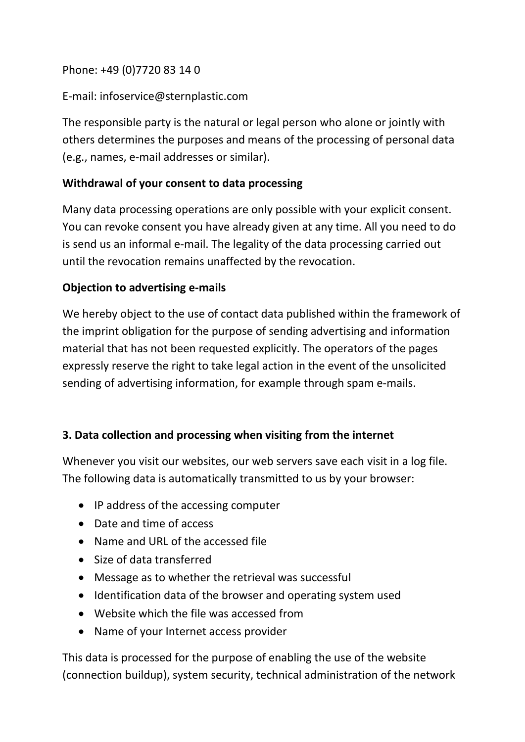Phone: +49 (0)7720 83 14 0

E-mail: infoservice@sternplastic.com

The responsible party is the natural or legal person who alone or jointly with others determines the purposes and means of the processing of personal data (e.g., names, e-mail addresses or similar).

**Withdrawal of your consent to data processing**

Many data processing operations are only possible with your explicit consent. You can revoke consent you have already given at any time. All you need to do is send us an informal e-mail. The legality of the data processing carried out until the revocation remains unaffected by the revocation.

**Objection to advertising e-mails**

We hereby object to the use of contact data published within the framework of the imprint obligation for the purpose of sending advertising and information material that has not been requested explicitly. The operators of the pages expressly reserve the right to take legal action in the event of the unsolicited sending of advertising information, for example through spam e-mails.

## 3. Data collection and processing when visiting from the internet

Whenever you visit our websites, our web servers save each visit in a log file. The following data is automatically transmitted to us by your browser:

- IP address of the accessing computer
- Date and time of access
- Name and URL of the accessed file
- Size of data transferred
- Message as to whether the retrieval was successful
- Identification data of the browser and operating system used
- Website which the file was accessed from
- Name of your Internet access provider

This data is processed for the purpose of enabling the use of the website (connection buildup), system security, technical administration of the network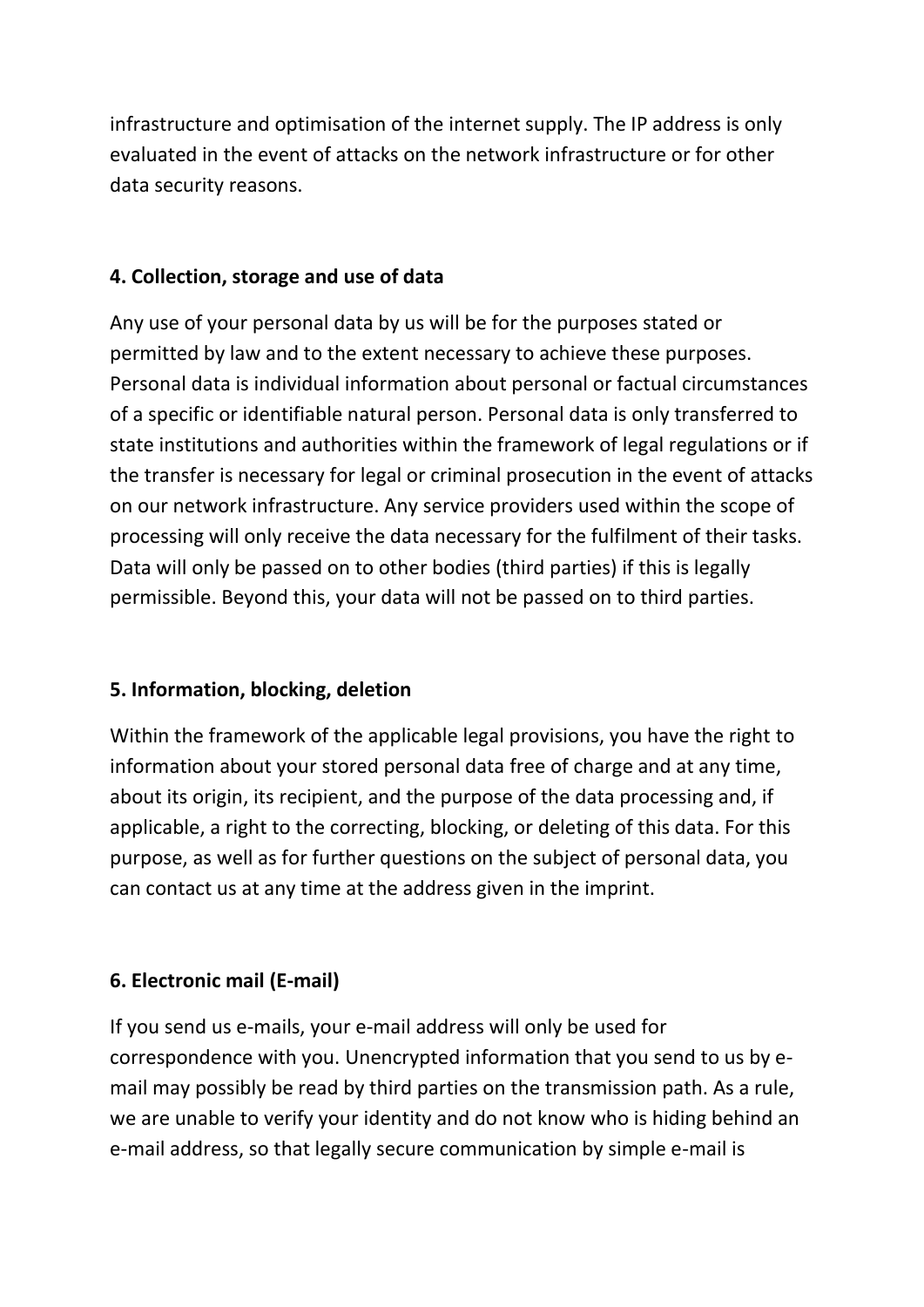infrastructure and optimisation of the internet supply. The IP address is only evaluated in the event of attacks on the network infrastructure or for other data security reasons.

**4. Collection, storage and use of data**

Any use of your personal data by us will be for the purposes stated or permitted by law and to the extent necessary to achieve these purposes. Personal data is individual information about personal or factual circumstances of a specific or identifiable natural person. Personal data is only transferred to state institutions and authorities within the framework of legal regulations or if the transfer is necessary for legal or criminal prosecution in the event of attacks on our network infrastructure. Any service providers used within the scope of processing will only receive the data necessary for the fulfilment of their tasks. Data will only be passed on to other bodies (third parties) if this is legally permissible. Beyond this, your data will not be passed on to third parties.

**5. Information, blocking, deletion**

Within the framework of the applicable legal provisions, you have the right to information about your stored personal data free of charge and at any time, about its origin, its recipient, and the purpose of the data processing and, if applicable, a right to the correcting, blocking, or deleting of this data. For this purpose, as well as for further questions on the subject of personal data, you can contact us at any time at the address given in the imprint.

**6. Electronic mail (E-mail)**

If you send us e-mails, your e-mail address will only be used for correspondence with you. Unencrypted information that you send to us by e-mail may possibly be read by third parties on the transmission path. As a rule, we are unable to verify your identity and do not know who is hiding behind an e-mail address, so that legally secure communication by simple e-mail is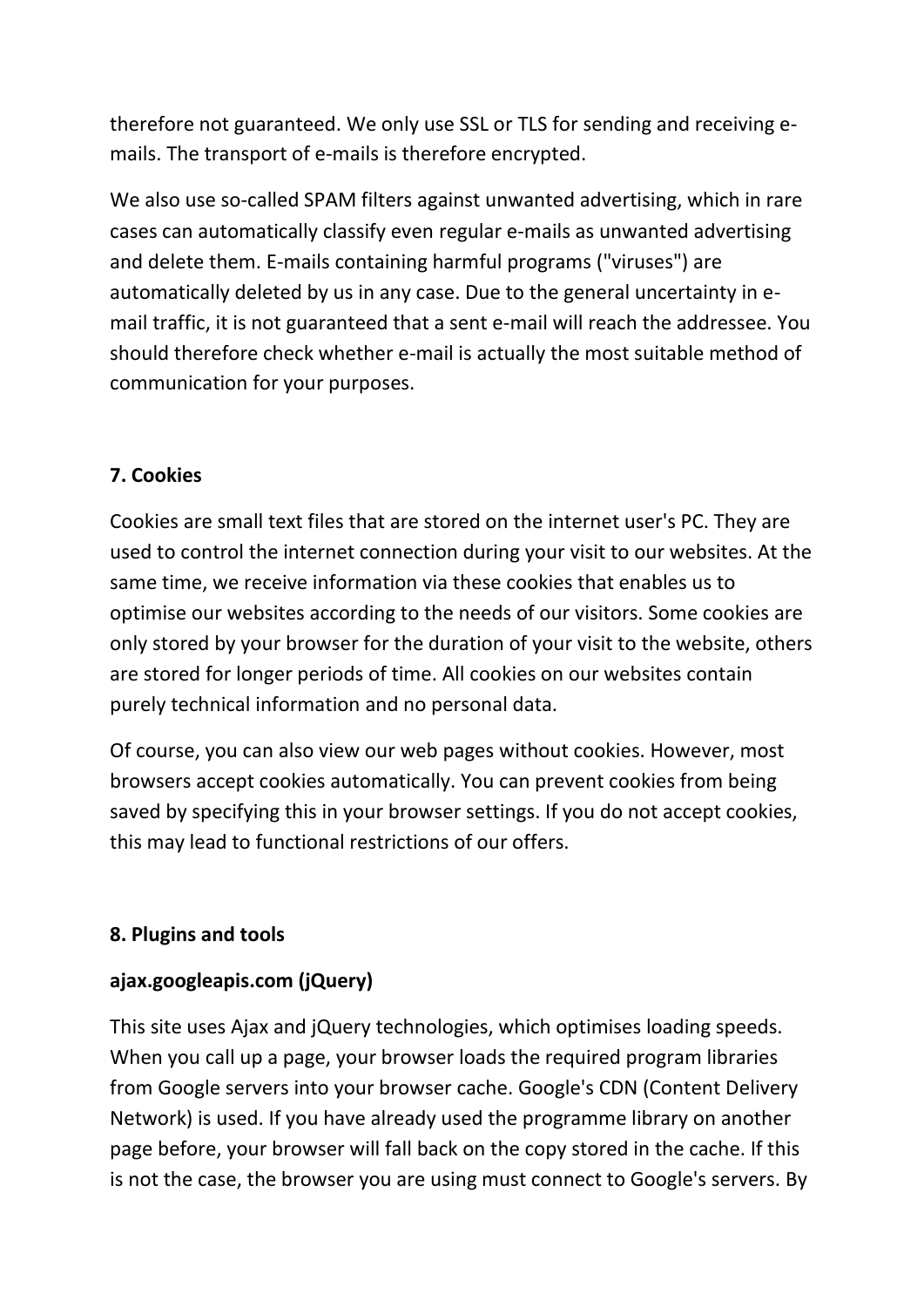therefore not guaranteed. We only use SSL or TLS for sending and receiving e-mails. The transport of e-mails is therefore encrypted.

We also use so-called SPAM filters against unwanted advertising, which in rare cases can automatically classify even regular e-mails as unwanted advertising and delete them. E-mails containing harmful programs ("viruses") are automatically deleted by us in any case. Due to the general uncertainty in e-mail traffic, it is not guaranteed that a sent e-mail will reach the addressee. You should therefore check whether e-mail is actually the most suitable method of communication for your purposes.

**7. Cookies**

Cookies are small text files that are stored on the internet user's PC. They are used to control the internet connection during your visit to our websites. At the same time, we receive information via these cookies that enables us to optimise our websites according to the needs of our visitors. Some cookies are only stored by your browser for the duration of your visit to the website, others are stored for longer periods of time. All cookies on our websites contain purely technical information and no personal data.

Of course, you can also view our web pages without cookies. However, most browsers accept cookies automatically. You can prevent cookies from being saved by specifying this in your browser settings. If you do not accept cookies, this may lead to functional restrictions of our offers.

**8. Plugins and tools**

**ajax.googleapis.com (jQuery)**

This site uses Ajax and jQuery technologies, which optimises loading speeds. When you call up a page, your browser loads the required program libraries from Google servers into your browser cache. Google's CDN (Content Delivery Network) is used. If you have already used the programme library on another page before, your browser will fall back on the copy stored in the cache. If this is not the case, the browser you are using must connect to Google's servers. By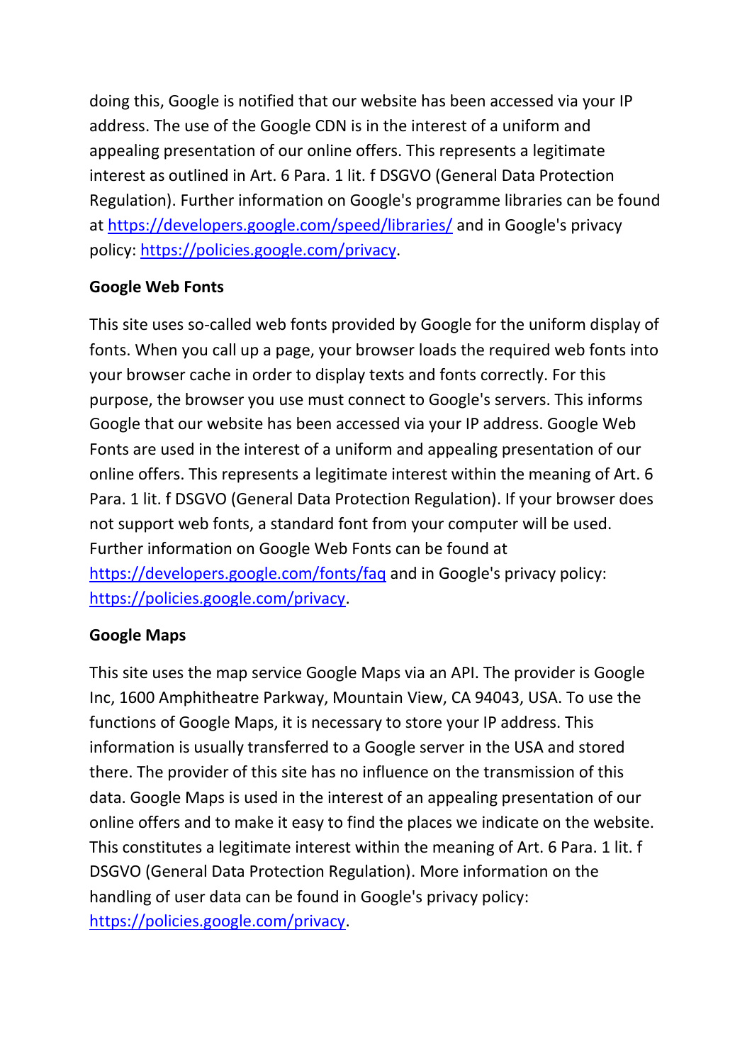doing this, Google is notified that our website has been accessed via your IP address. The use of the Google CDN is in the interest of a uniform and appealing presentation of our online offers. This represents a legitimate interest as outlined in Art. 6 Para. 1 lit. f DSGVO (General Data Protection Regulation). Further information on Google's programme libraries can be found at https://developers.google.com/speed/libraries/ and in Google's privacy policy: https://policies.google.com/privacy.

**Google Web Fonts**

This site uses so-called web fonts provided by Google for the uniform display of fonts. When you call up a page, your browser loads the required web fonts into your browser cache in order to display texts and fonts correctly. For this purpose, the browser you use must connect to Google's servers. This informs Google that our website has been accessed via your IP address. Google Web Fonts are used in the interest of a uniform and appealing presentation of our online offers. This represents a legitimate interest within the meaning of Art. 6 Para. 1 lit. f DSGVO (General Data Protection Regulation). If your browser does not support web fonts, a standard font from your computer will be used. Further information on Google Web Fonts can be found at https://developers.google.com/fonts/faq and in Google's privacy policy: https://policies.google.com/privacy.

**Google Maps**

This site uses the map service Google Maps via an API. The provider is Google Inc, 1600 Amphitheatre Parkway, Mountain View, CA 94043, USA. To use the functions of Google Maps, it is necessary to store your IP address. This information is usually transferred to a Google server in the USA and stored there. The provider of this site has no influence on the transmission of this data. Google Maps is used in the interest of an appealing presentation of our online offers and to make it easy to find the places we indicate on the website. This constitutes a legitimate interest within the meaning of Art. 6 Para. 1 lit. f DSGVO (General Data Protection Regulation). More information on the handling of user data can be found in Google's privacy policy: https://policies.google.com/privacy.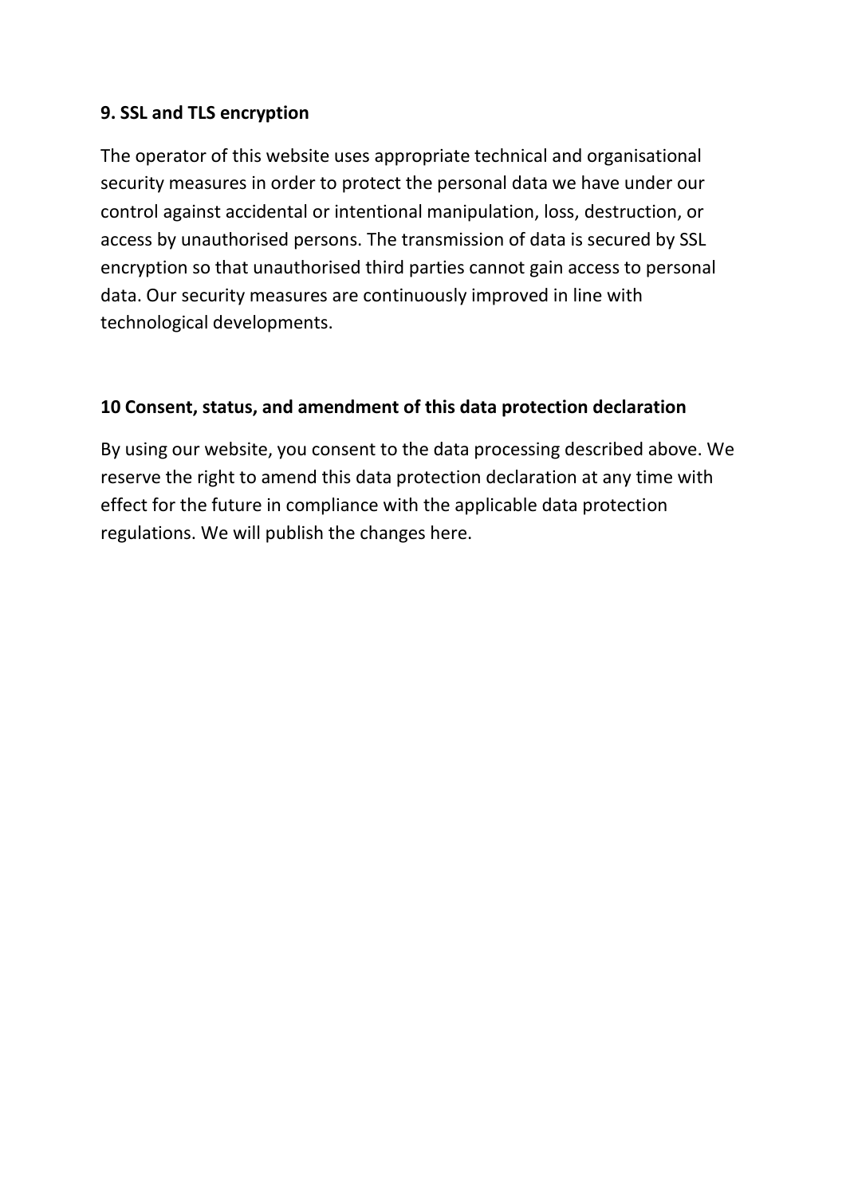### 9. SSL and TLS encryption

The operator of this website uses appropriate technical and organisational security measures in order to protect the personal data we have under our control against accidental or intentional manipulation, loss, destruction, or access by unauthorised persons. The transmission of data is secured by SSL encryption so that unauthorised third parties cannot gain access to personal data. Our security measures are continuously improved in line with technological developments.

### 10 Consent, status, and amendment of this data protection declaration

By using our website, you consent to the data processing described above. We reserve the right to amend this data protection declaration at any time with effect for the future in compliance with the applicable data protection regulations. We will publish the changes here.